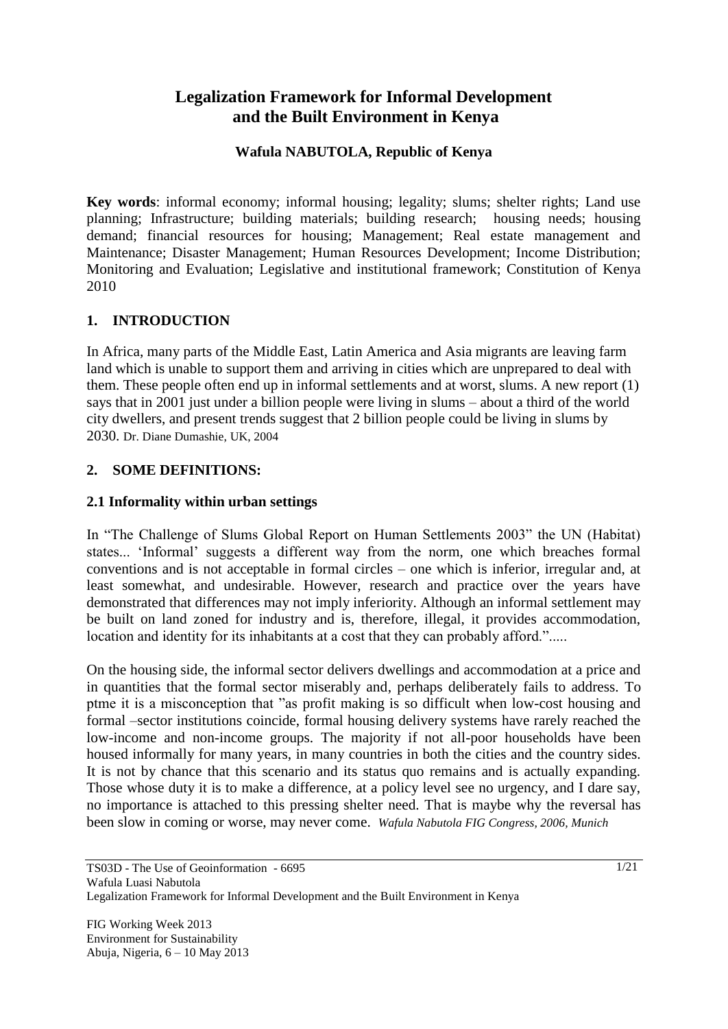# Legalization Framework for Informal Development and the Built Environment in Kenya

**Wafula NABUTOLA, Republic of Kenya**

**Key words**: informal economy; informal housing; legality; slums; shelter rights; Land use planning; Infrastructure; building materials; building research; housing needs; housing demand; financial resources for housing; Management; Real estate management and Maintenance; Disaster Management; Human Resources Development; Income Distribution; Monitoring and Evaluation; Legislative and institutional framework; Constitution of Kenya 2010

## 1. INTRODUCTION

In Africa, many parts of the Middle East, Latin America and Asia migrants are leaving farm land which is unable to support them and arriving in cities which are unprepared to deal with them. These people often end up in informal settlements and at worst, slums. A new report (1) says that in 2001 just under a billion people were living in slums – about a third of the world city dwellers, and present trends suggest that 2 billion people could be living in slums by 2030. Dr. Diane Dumashie, UK, 2004

## 2. SOME DEFINITIONS:

### 2.1 Informality within urban settings

In "The Challenge of Slums Global Report on Human Settlements 2003" the UN (Habitat) states... 'Informal' suggests a different way from the norm, one which breaches formal conventions and is not acceptable in formal circles – one which is inferior, irregular and, at least somewhat, and undesirable. However, research and practice over the years have demonstrated that differences may not imply inferiority. Although an informal settlement may be built on land zoned for industry and is, therefore, illegal, it provides accommodation, location and identity for its inhabitants at a cost that they can probably afford."....

On the housing side, the informal sector delivers dwellings and accommodation at a price and in quantities that the formal sector miserably and, perhaps deliberately fails to address. To ptme it is a misconception that "as profit making is so difficult when low-cost housing and formal –sector institutions coincide, formal housing delivery systems have rarely reached the low-income and non-income groups. The majority if not all-poor households have been housed informally for many years, in many countries in both the cities and the country sides. It is not by chance that this scenario and its status quo remains and is actually expanding. Those whose duty it is to make a difference, at a policy level see no urgency, and I dare say, no importance is attached to this pressing shelter need. That is maybe why the reversal has been slow in coming or worse, may never come. *Wafula Nabutola FIG Congress, 2006, Munich*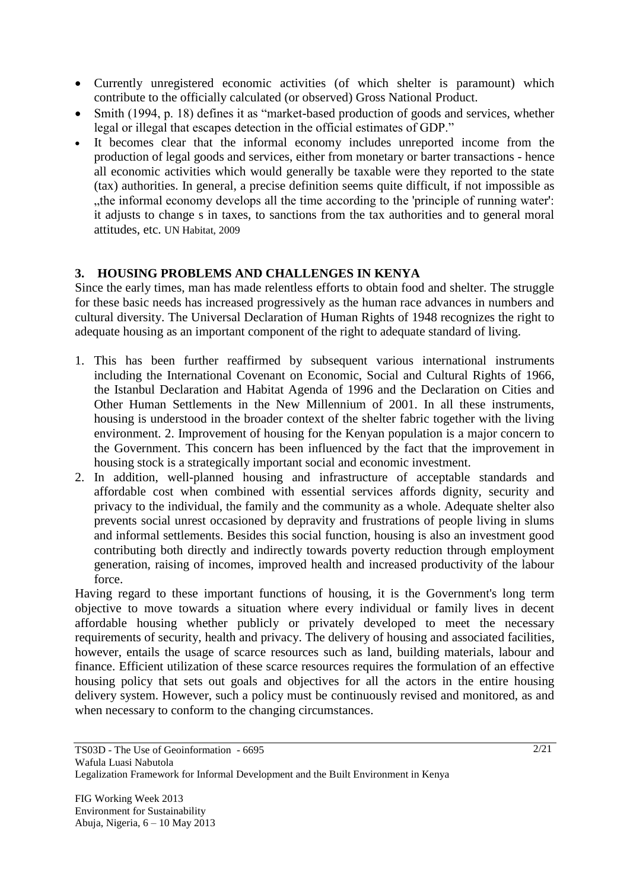- Currently unregistered economic activities (of which shelter is paramount) which contribute to the officially calculated (or observed) Gross National Product.
- Smith (1994, p. 18) defines it as "market-based production of goods and services, whether legal or illegal that escapes detection in the official estimates of GDP."
- It becomes clear that the informal economy includes unreported income from the production of legal goods and services, either from monetary or barter transactions - hence all economic activities which would generally be taxable were they reported to the state (tax) authorities. In general, a precise definition seems quite difficult, if not impossible as „the informal economy develops all the time according to the 'principle of running water': it adjusts to change s in taxes, to sanctions from the tax authorities and to general moral attitudes, etc. UN Habitat, 2009

## 3. HOUSING PROBLEMS AND CHALLENGES IN KENYA

Since the early times, man has made relentless efforts to obtain food and shelter. The struggle for these basic needs has increased progressively as the human race advances in numbers and cultural diversity. The Universal Declaration of Human Rights of 1948 recognizes the right to adequate housing as an important component of the right to adequate standard of living.

1. This has been further reaffirmed by subsequent various international instruments including the International Covenant on Economic, Social and Cultural Rights of 1966, the Istanbul Declaration and Habitat Agenda of 1996 and the Declaration on Cities and Other Human Settlements in the New Millennium of 2001. In all these instruments, housing is understood in the broader context of the shelter fabric together with the living environment. 2. Improvement of housing for the Kenyan population is a major concern to the Government. This concern has been influenced by the fact that the improvement in housing stock is a strategically important social and economic investment.
2. In addition, well-planned housing and infrastructure of acceptable standards and affordable cost when combined with essential services affords dignity, security and privacy to the individual, the family and the community as a whole. Adequate shelter also prevents social unrest occasioned by depravity and frustrations of people living in slums and informal settlements. Besides this social function, housing is also an investment good contributing both directly and indirectly towards poverty reduction through employment generation, raising of incomes, improved health and increased productivity of the labour force.

Having regard to these important functions of housing, it is the Government's long term objective to move towards a situation where every individual or family lives in decent affordable housing whether publicly or privately developed to meet the necessary requirements of security, health and privacy. The delivery of housing and associated facilities, however, entails the usage of scarce resources such as land, building materials, labour and finance. Efficient utilization of these scarce resources requires the formulation of an effective housing policy that sets out goals and objectives for all the actors in the entire housing delivery system. However, such a policy must be continuously revised and monitored, as and when necessary to conform to the changing circumstances.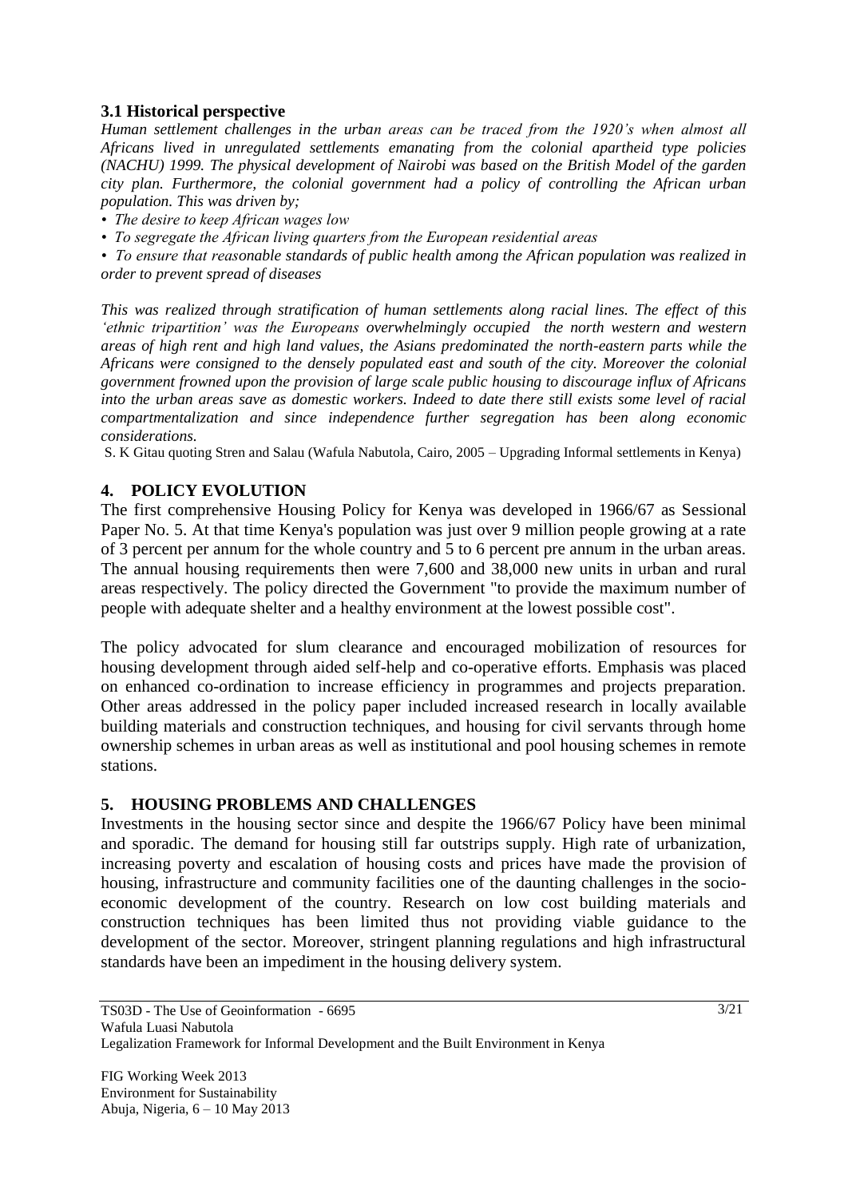### 3.1 Historical perspective

*Human settlement challenges in the urban areas can be traced from the 1920's when almost all Africans lived in unregulated settlements emanating from the colonial apartheid type policies (NACHU) 1999. The physical development of Nairobi was based on the British Model of the garden city plan. Furthermore, the colonial government had a policy of controlling the African urban population. This was driven by;*

- *The desire to keep African wages low*
- *To segregate the African living quarters from the European residential areas*
- *To ensure that reasonable standards of public health among the African population was realized in order to prevent spread of diseases*

*This was realized through stratification of human settlements along racial lines. The effect of this 'ethnic tripartition' was the Europeans overwhelmingly occupied the north western and western areas of high rent and high land values, the Asians predominated the north-eastern parts while the Africans were consigned to the densely populated east and south of the city. Moreover the colonial government frowned upon the provision of large scale public housing to discourage influx of Africans into the urban areas save as domestic workers. Indeed to date there still exists some level of racial compartmentalization and since independence further segregation has been along economic considerations.*

S. K Gitau quoting Stren and Salau (Wafula Nabutola, Cairo, 2005 – Upgrading Informal settlements in Kenya)

## 4. POLICY EVOLUTION

The first comprehensive Housing Policy for Kenya was developed in 1966/67 as Sessional Paper No. 5. At that time Kenya's population was just over 9 million people growing at a rate of 3 percent per annum for the whole country and 5 to 6 percent pre annum in the urban areas. The annual housing requirements then were 7,600 and 38,000 new units in urban and rural areas respectively. The policy directed the Government "to provide the maximum number of people with adequate shelter and a healthy environment at the lowest possible cost".

The policy advocated for slum clearance and encouraged mobilization of resources for housing development through aided self-help and co-operative efforts. Emphasis was placed on enhanced co-ordination to increase efficiency in programmes and projects preparation. Other areas addressed in the policy paper included increased research in locally available building materials and construction techniques, and housing for civil servants through home ownership schemes in urban areas as well as institutional and pool housing schemes in remote stations.

## 5. HOUSING PROBLEMS AND CHALLENGES

Investments in the housing sector since and despite the 1966/67 Policy have been minimal and sporadic. The demand for housing still far outstrips supply. High rate of urbanization, increasing poverty and escalation of housing costs and prices have made the provision of housing, infrastructure and community facilities one of the daunting challenges in the socio-economic development of the country. Research on low cost building materials and construction techniques has been limited thus not providing viable guidance to the development of the sector. Moreover, stringent planning regulations and high infrastructural standards have been an impediment in the housing delivery system.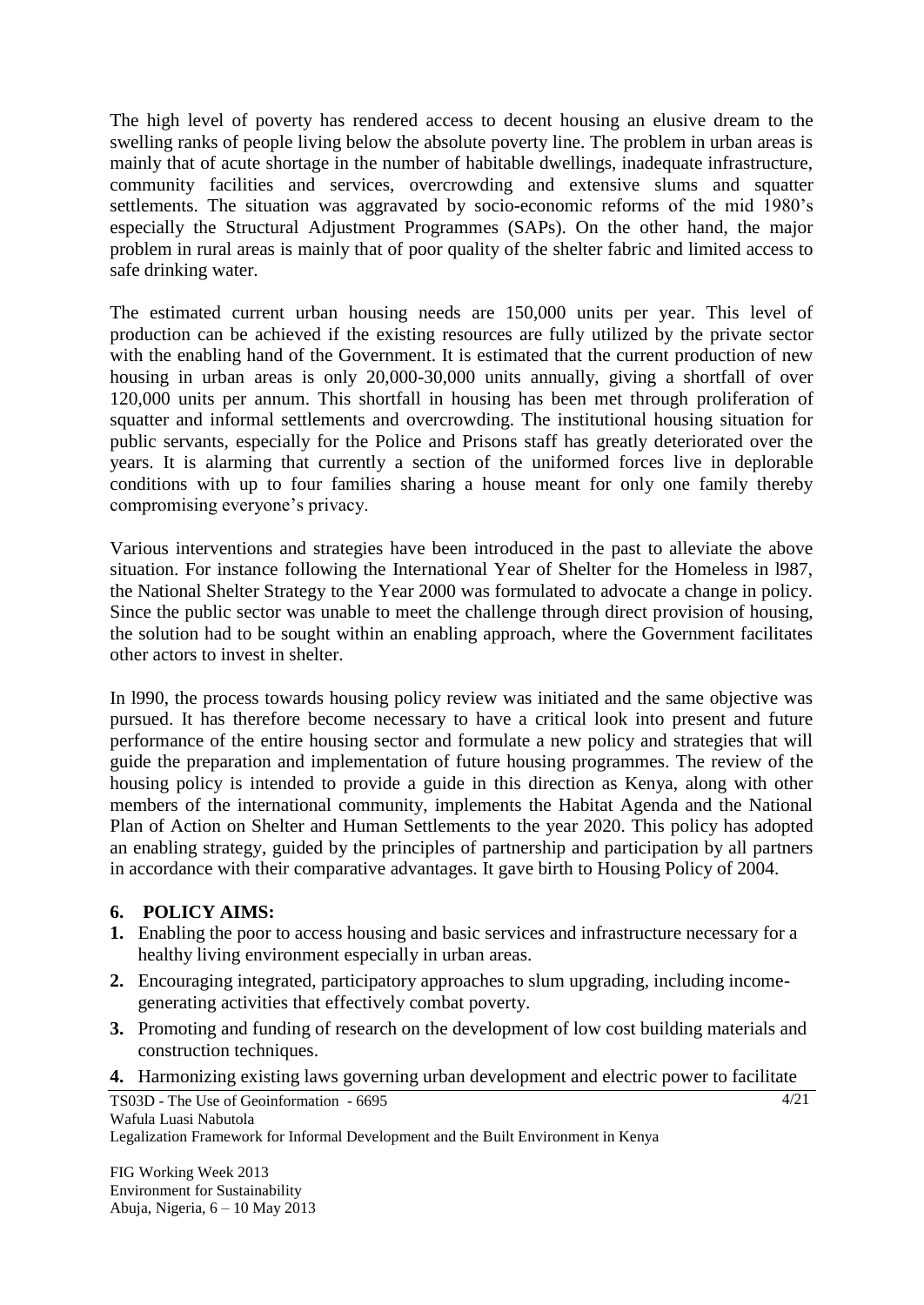The high level of poverty has rendered access to decent housing an elusive dream to the swelling ranks of people living below the absolute poverty line. The problem in urban areas is mainly that of acute shortage in the number of habitable dwellings, inadequate infrastructure, community facilities and services, overcrowding and extensive slums and squatter settlements. The situation was aggravated by socio-economic reforms of the mid 1980's especially the Structural Adjustment Programmes (SAPs). On the other hand, the major problem in rural areas is mainly that of poor quality of the shelter fabric and limited access to safe drinking water.

The estimated current urban housing needs are 150,000 units per year. This level of production can be achieved if the existing resources are fully utilized by the private sector with the enabling hand of the Government. It is estimated that the current production of new housing in urban areas is only 20,000-30,000 units annually, giving a shortfall of over 120,000 units per annum. This shortfall in housing has been met through proliferation of squatter and informal settlements and overcrowding. The institutional housing situation for public servants, especially for the Police and Prisons staff has greatly deteriorated over the years. It is alarming that currently a section of the uniformed forces live in deplorable conditions with up to four families sharing a house meant for only one family thereby compromising everyone's privacy.

Various interventions and strategies have been introduced in the past to alleviate the above situation. For instance following the International Year of Shelter for the Homeless in l987, the National Shelter Strategy to the Year 2000 was formulated to advocate a change in policy. Since the public sector was unable to meet the challenge through direct provision of housing, the solution had to be sought within an enabling approach, where the Government facilitates other actors to invest in shelter.

In l990, the process towards housing policy review was initiated and the same objective was pursued. It has therefore become necessary to have a critical look into present and future performance of the entire housing sector and formulate a new policy and strategies that will guide the preparation and implementation of future housing programmes. The review of the housing policy is intended to provide a guide in this direction as Kenya, along with other members of the international community, implements the Habitat Agenda and the National Plan of Action on Shelter and Human Settlements to the year 2020. This policy has adopted an enabling strategy, guided by the principles of partnership and participation by all partners in accordance with their comparative advantages. It gave birth to Housing Policy of 2004.

## 6. POLICY AIMS:

1. Enabling the poor to access housing and basic services and infrastructure necessary for a healthy living environment especially in urban areas.
2. Encouraging integrated, participatory approaches to slum upgrading, including income-generating activities that effectively combat poverty.
3. Promoting and funding of research on the development of low cost building materials and construction techniques.
4. Harmonizing existing laws governing urban development and electric power to facilitate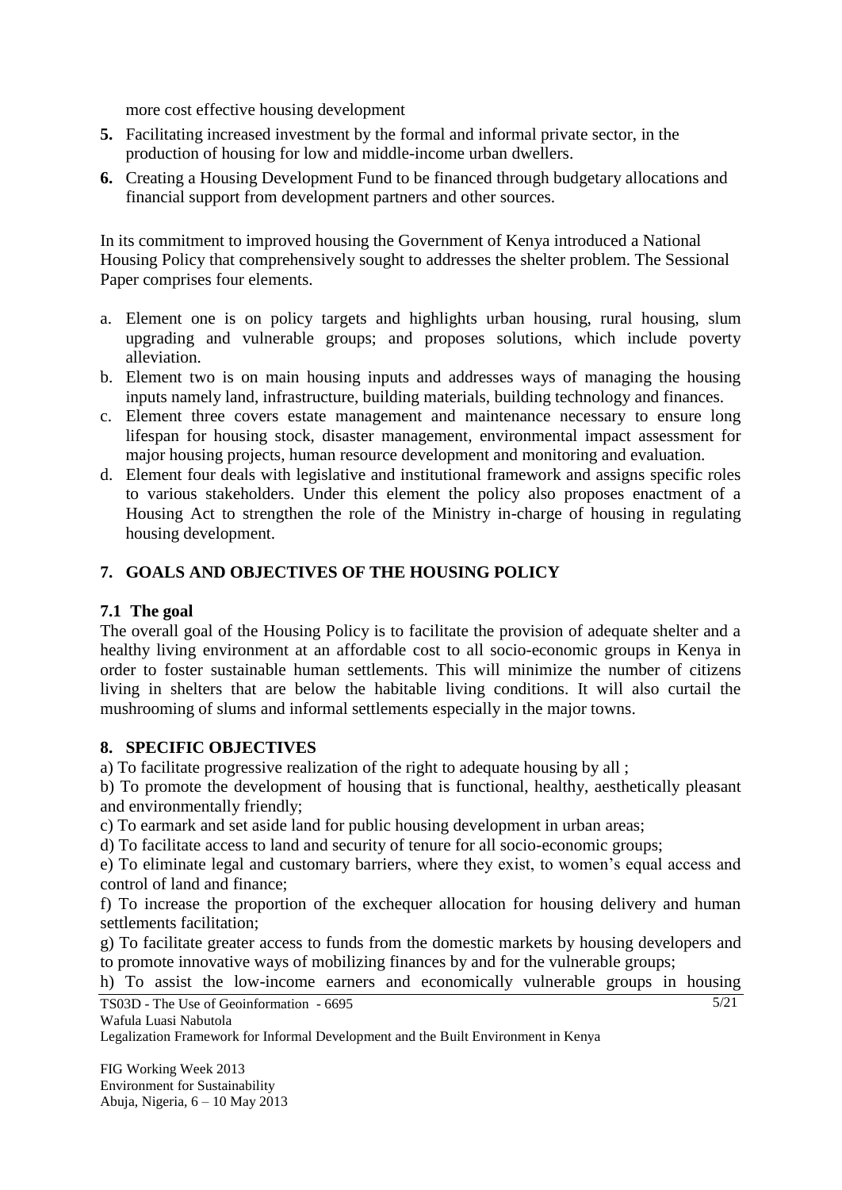more cost effective housing development

5. Facilitating increased investment by the formal and informal private sector, in the production of housing for low and middle-income urban dwellers.
6. Creating a Housing Development Fund to be financed through budgetary allocations and financial support from development partners and other sources.

In its commitment to improved housing the Government of Kenya introduced a National Housing Policy that comprehensively sought to addresses the shelter problem. The Sessional Paper comprises four elements.

a. Element one is on policy targets and highlights urban housing, rural housing, slum upgrading and vulnerable groups; and proposes solutions, which include poverty alleviation.
b. Element two is on main housing inputs and addresses ways of managing the housing inputs namely land, infrastructure, building materials, building technology and finances.
c. Element three covers estate management and maintenance necessary to ensure long lifespan for housing stock, disaster management, environmental impact assessment for major housing projects, human resource development and monitoring and evaluation.
d. Element four deals with legislative and institutional framework and assigns specific roles to various stakeholders. Under this element the policy also proposes enactment of a Housing Act to strengthen the role of the Ministry in-charge of housing in regulating housing development.

## 7. GOALS AND OBJECTIVES OF THE HOUSING POLICY

### 7.1 The goal

The overall goal of the Housing Policy is to facilitate the provision of adequate shelter and a healthy living environment at an affordable cost to all socio-economic groups in Kenya in order to foster sustainable human settlements. This will minimize the number of citizens living in shelters that are below the habitable living conditions. It will also curtail the mushrooming of slums and informal settlements especially in the major towns.

## 8. SPECIFIC OBJECTIVES

a) To facilitate progressive realization of the right to adequate housing by all ;

b) To promote the development of housing that is functional, healthy, aesthetically pleasant and environmentally friendly;

c) To earmark and set aside land for public housing development in urban areas;

d) To facilitate access to land and security of tenure for all socio-economic groups;

e) To eliminate legal and customary barriers, where they exist, to women's equal access and control of land and finance;

f) To increase the proportion of the exchequer allocation for housing delivery and human settlements facilitation;

g) To facilitate greater access to funds from the domestic markets by housing developers and to promote innovative ways of mobilizing finances by and for the vulnerable groups;

h) To assist the low-income earners and economically vulnerable groups in housing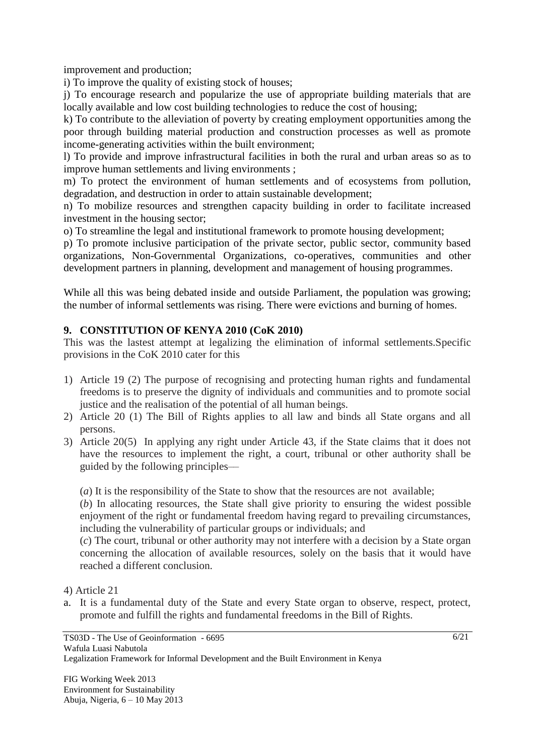improvement and production;

i) To improve the quality of existing stock of houses;

j) To encourage research and popularize the use of appropriate building materials that are locally available and low cost building technologies to reduce the cost of housing;

k) To contribute to the alleviation of poverty by creating employment opportunities among the poor through building material production and construction processes as well as promote income-generating activities within the built environment;

l) To provide and improve infrastructural facilities in both the rural and urban areas so as to improve human settlements and living environments ;

m) To protect the environment of human settlements and of ecosystems from pollution, degradation, and destruction in order to attain sustainable development;

n) To mobilize resources and strengthen capacity building in order to facilitate increased investment in the housing sector;

o) To streamline the legal and institutional framework to promote housing development;

p) To promote inclusive participation of the private sector, public sector, community based organizations, Non-Governmental Organizations, co-operatives, communities and other development partners in planning, development and management of housing programmes.

While all this was being debated inside and outside Parliament, the population was growing; the number of informal settlements was rising. There were evictions and burning of homes.

## 9. CONSTITUTION OF KENYA 2010 (CoK 2010)

This was the lastest attempt at legalizing the elimination of informal settlements.Specific provisions in the CoK 2010 cater for this

1) Article 19 (2) The purpose of recognising and protecting human rights and fundamental freedoms is to preserve the dignity of individuals and communities and to promote social justice and the realisation of the potential of all human beings.
2) Article 20 (1) The Bill of Rights applies to all law and binds all State organs and all persons.
3) Article 20(5) In applying any right under Article 43, if the State claims that it does not have the resources to implement the right, a court, tribunal or other authority shall be guided by the following principles—

   (*a*) It is the responsibility of the State to show that the resources are not available;

   (*b*) In allocating resources, the State shall give priority to ensuring the widest possible enjoyment of the right or fundamental freedom having regard to prevailing circumstances, including the vulnerability of particular groups or individuals; and

   (*c*) The court, tribunal or other authority may not interfere with a decision by a State organ concerning the allocation of available resources, solely on the basis that it would have reached a different conclusion.

4) Article 21

a. It is a fundamental duty of the State and every State organ to observe, respect, protect, promote and fulfill the rights and fundamental freedoms in the Bill of Rights.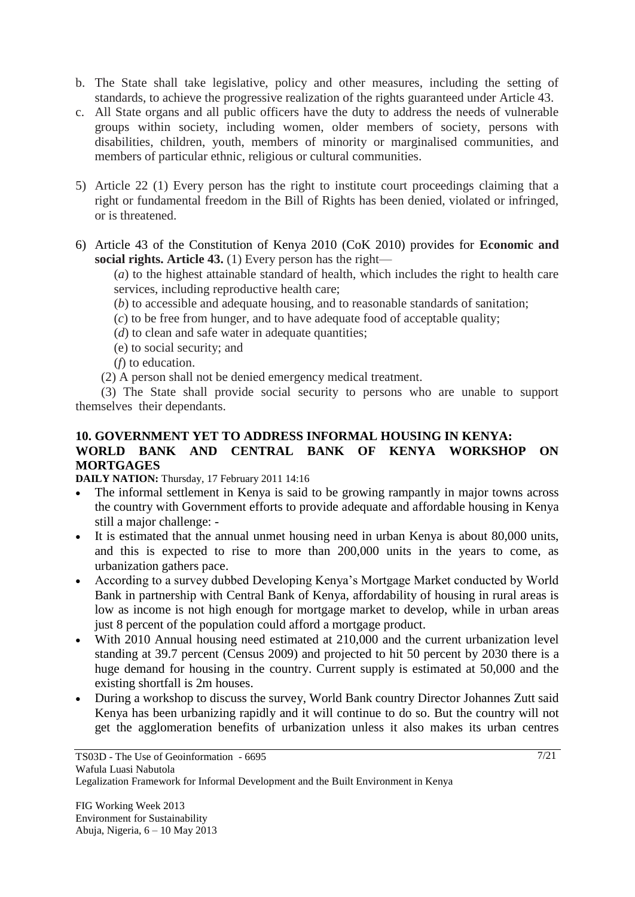b. The State shall take legislative, policy and other measures, including the setting of standards, to achieve the progressive realization of the rights guaranteed under Article 43.
c. All State organs and all public officers have the duty to address the needs of vulnerable groups within society, including women, older members of society, persons with disabilities, children, youth, members of minority or marginalised communities, and members of particular ethnic, religious or cultural communities.

5) Article 22 (1) Every person has the right to institute court proceedings claiming that a right or fundamental freedom in the Bill of Rights has been denied, violated or infringed, or is threatened.

6) Article 43 of the Constitution of Kenya 2010 (CoK 2010) provides for **Economic and social rights. Article 43.** (1) Every person has the right—

   (*a*) to the highest attainable standard of health, which includes the right to health care services, including reproductive health care;
   (*b*) to accessible and adequate housing, and to reasonable standards of sanitation;
   (*c*) to be free from hunger, and to have adequate food of acceptable quality;
   (*d*) to clean and safe water in adequate quantities;
   (e) to social security; and
   (*f*) to education.

   (2) A person shall not be denied emergency medical treatment.

   (3) The State shall provide social security to persons who are unable to support themselves their dependants.

## 10. GOVERNMENT YET TO ADDRESS INFORMAL HOUSING IN KENYA: WORLD BANK AND CENTRAL BANK OF KENYA WORKSHOP ON MORTGAGES

**DAILY NATION:** Thursday, 17 February 2011 14:16

- The informal settlement in Kenya is said to be growing rampantly in major towns across the country with Government efforts to provide adequate and affordable housing in Kenya still a major challenge: -
- It is estimated that the annual unmet housing need in urban Kenya is about 80,000 units, and this is expected to rise to more than 200,000 units in the years to come, as urbanization gathers pace.
- According to a survey dubbed Developing Kenya's Mortgage Market conducted by World Bank in partnership with Central Bank of Kenya, affordability of housing in rural areas is low as income is not high enough for mortgage market to develop, while in urban areas just 8 percent of the population could afford a mortgage product.
- With 2010 Annual housing need estimated at 210,000 and the current urbanization level standing at 39.7 percent (Census 2009) and projected to hit 50 percent by 2030 there is a huge demand for housing in the country. Current supply is estimated at 50,000 and the existing shortfall is 2m houses.
- During a workshop to discuss the survey, World Bank country Director Johannes Zutt said Kenya has been urbanizing rapidly and it will continue to do so. But the country will not get the agglomeration benefits of urbanization unless it also makes its urban centres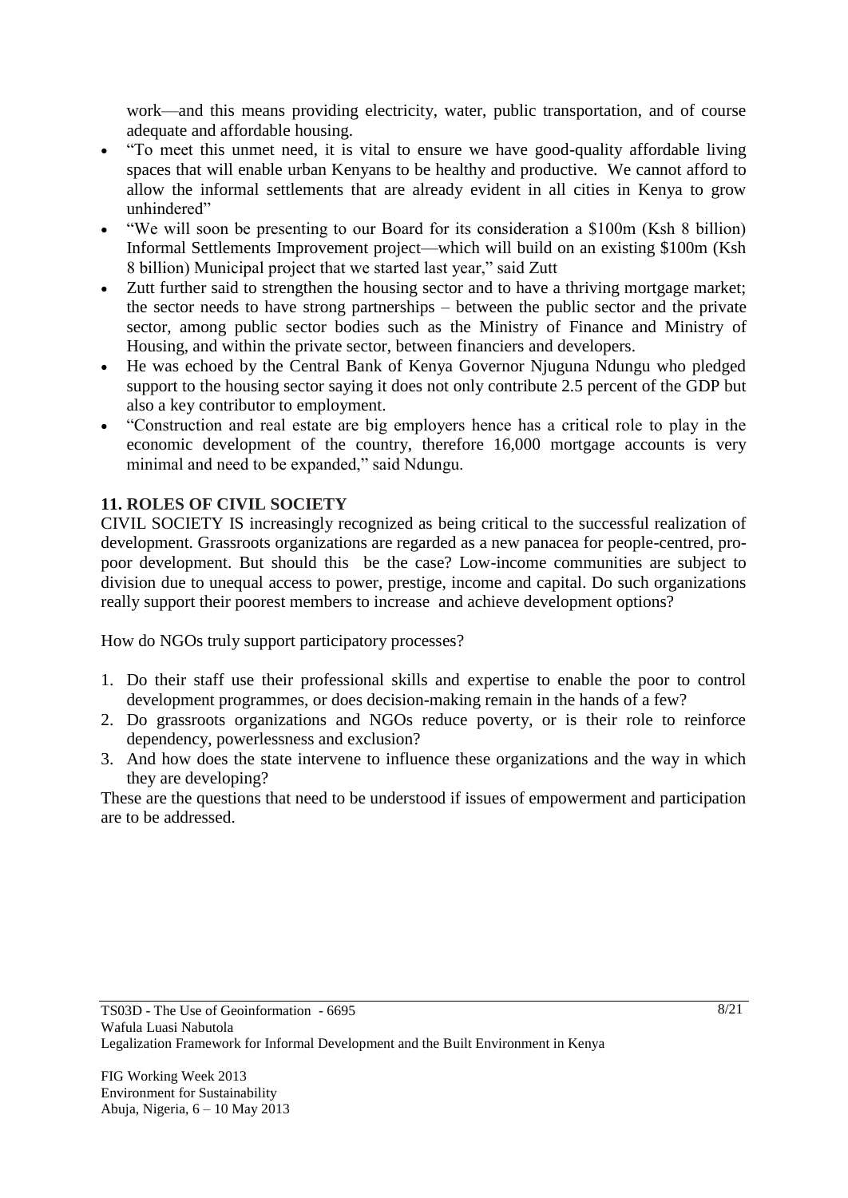work—and this means providing electricity, water, public transportation, and of course adequate and affordable housing.

- "To meet this unmet need, it is vital to ensure we have good-quality affordable living spaces that will enable urban Kenyans to be healthy and productive. We cannot afford to allow the informal settlements that are already evident in all cities in Kenya to grow unhindered"
- "We will soon be presenting to our Board for its consideration a $100m (Ksh 8 billion) Informal Settlements Improvement project—which will build on an existing $100m (Ksh 8 billion) Municipal project that we started last year," said Zutt
- Zutt further said to strengthen the housing sector and to have a thriving mortgage market; the sector needs to have strong partnerships – between the public sector and the private sector, among public sector bodies such as the Ministry of Finance and Ministry of Housing, and within the private sector, between financiers and developers.
- He was echoed by the Central Bank of Kenya Governor Njuguna Ndungu who pledged support to the housing sector saying it does not only contribute 2.5 percent of the GDP but also a key contributor to employment.
- "Construction and real estate are big employers hence has a critical role to play in the economic development of the country, therefore 16,000 mortgage accounts is very minimal and need to be expanded," said Ndungu.

## 11. ROLES OF CIVIL SOCIETY

CIVIL SOCIETY IS increasingly recognized as being critical to the successful realization of development. Grassroots organizations are regarded as a new panacea for people-centred, pro-poor development. But should this be the case? Low-income communities are subject to division due to unequal access to power, prestige, income and capital. Do such organizations really support their poorest members to increase and achieve development options?

How do NGOs truly support participatory processes?

1. Do their staff use their professional skills and expertise to enable the poor to control development programmes, or does decision-making remain in the hands of a few?
2. Do grassroots organizations and NGOs reduce poverty, or is their role to reinforce dependency, powerlessness and exclusion?
3. And how does the state intervene to influence these organizations and the way in which they are developing?

These are the questions that need to be understood if issues of empowerment and participation are to be addressed.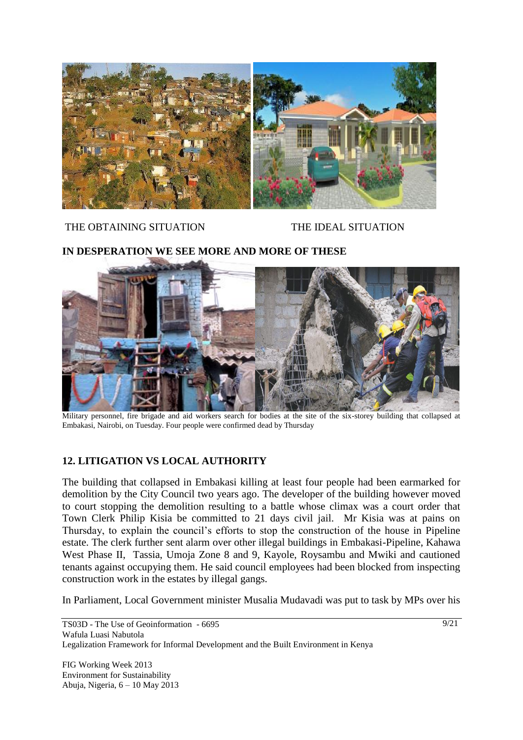THE OBTAINING SITUATION THE IDEAL SITUATION

**IN DESPERATION WE SEE MORE AND MORE OF THESE**

Military personnel, fire brigade and aid workers search for bodies at the site of the six-storey building that collapsed at Embakasi, Nairobi, on Tuesday. Four people were confirmed dead by Thursday

## 12. LITIGATION VS LOCAL AUTHORITY

The building that collapsed in Embakasi killing at least four people had been earmarked for demolition by the City Council two years ago. The developer of the building however moved to court stopping the demolition resulting to a battle whose climax was a court order that Town Clerk Philip Kisia be committed to 21 days civil jail. Mr Kisia was at pains on Thursday, to explain the council's efforts to stop the construction of the house in Pipeline estate. The clerk further sent alarm over other illegal buildings in Embakasi-Pipeline, Kahawa West Phase II, Tassia, Umoja Zone 8 and 9, Kayole, Roysambu and Mwiki and cautioned tenants against occupying them. He said council employees had been blocked from inspecting construction work in the estates by illegal gangs.

In Parliament, Local Government minister Musalia Mudavadi was put to task by MPs over his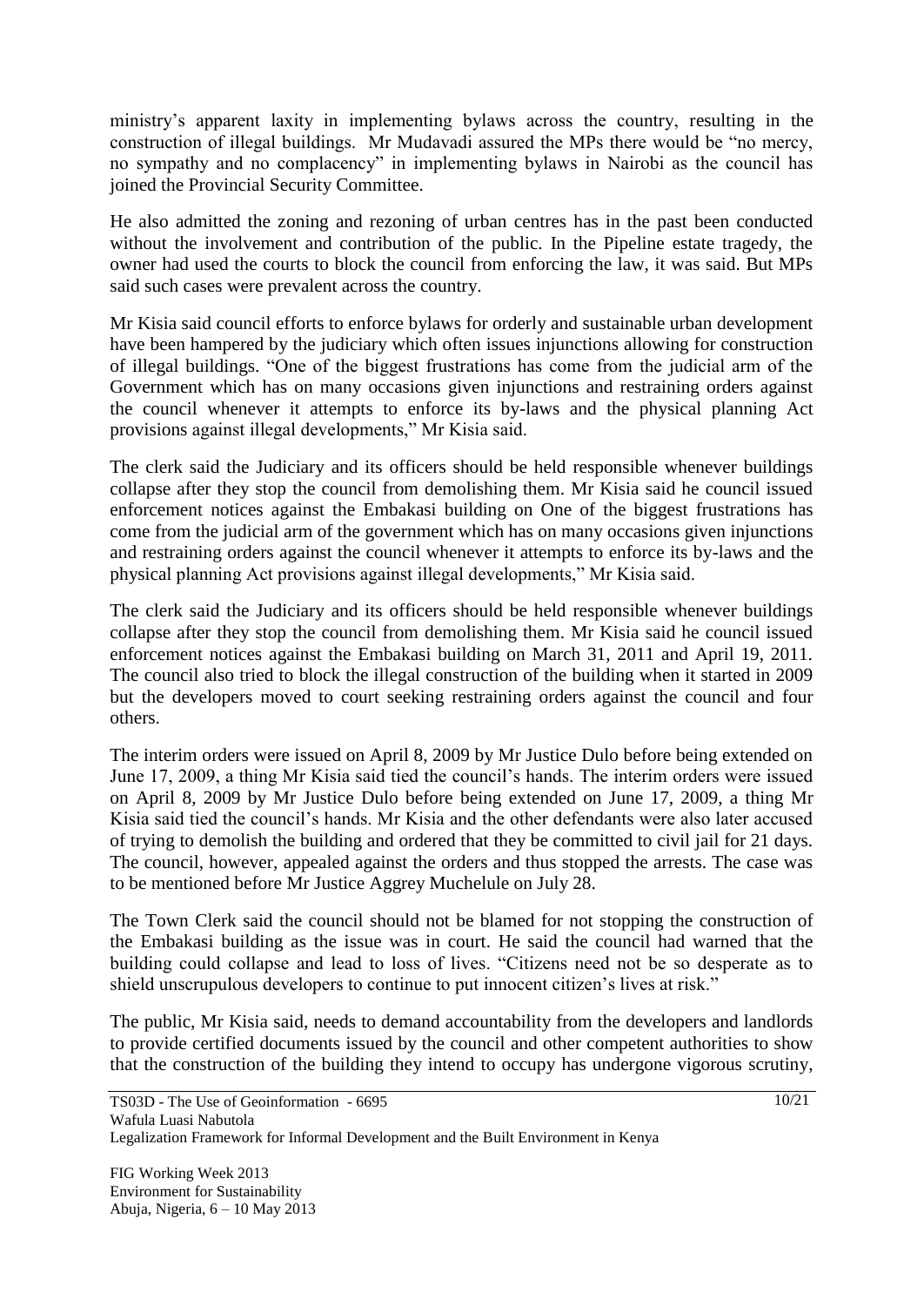ministry's apparent laxity in implementing bylaws across the country, resulting in the construction of illegal buildings. Mr Mudavadi assured the MPs there would be "no mercy, no sympathy and no complacency" in implementing bylaws in Nairobi as the council has joined the Provincial Security Committee.

He also admitted the zoning and rezoning of urban centres has in the past been conducted without the involvement and contribution of the public. In the Pipeline estate tragedy, the owner had used the courts to block the council from enforcing the law, it was said. But MPs said such cases were prevalent across the country.

Mr Kisia said council efforts to enforce bylaws for orderly and sustainable urban development have been hampered by the judiciary which often issues injunctions allowing for construction of illegal buildings. "One of the biggest frustrations has come from the judicial arm of the Government which has on many occasions given injunctions and restraining orders against the council whenever it attempts to enforce its by-laws and the physical planning Act provisions against illegal developments," Mr Kisia said.

The clerk said the Judiciary and its officers should be held responsible whenever buildings collapse after they stop the council from demolishing them. Mr Kisia said he council issued enforcement notices against the Embakasi building on One of the biggest frustrations has come from the judicial arm of the government which has on many occasions given injunctions and restraining orders against the council whenever it attempts to enforce its by-laws and the physical planning Act provisions against illegal developments," Mr Kisia said.

The clerk said the Judiciary and its officers should be held responsible whenever buildings collapse after they stop the council from demolishing them. Mr Kisia said he council issued enforcement notices against the Embakasi building on March 31, 2011 and April 19, 2011. The council also tried to block the illegal construction of the building when it started in 2009 but the developers moved to court seeking restraining orders against the council and four others.

The interim orders were issued on April 8, 2009 by Mr Justice Dulo before being extended on June 17, 2009, a thing Mr Kisia said tied the council's hands. The interim orders were issued on April 8, 2009 by Mr Justice Dulo before being extended on June 17, 2009, a thing Mr Kisia said tied the council's hands. Mr Kisia and the other defendants were also later accused of trying to demolish the building and ordered that they be committed to civil jail for 21 days. The council, however, appealed against the orders and thus stopped the arrests. The case was to be mentioned before Mr Justice Aggrey Muchelule on July 28.

The Town Clerk said the council should not be blamed for not stopping the construction of the Embakasi building as the issue was in court. He said the council had warned that the building could collapse and lead to loss of lives. "Citizens need not be so desperate as to shield unscrupulous developers to continue to put innocent citizen's lives at risk."

The public, Mr Kisia said, needs to demand accountability from the developers and landlords to provide certified documents issued by the council and other competent authorities to show that the construction of the building they intend to occupy has undergone vigorous scrutiny,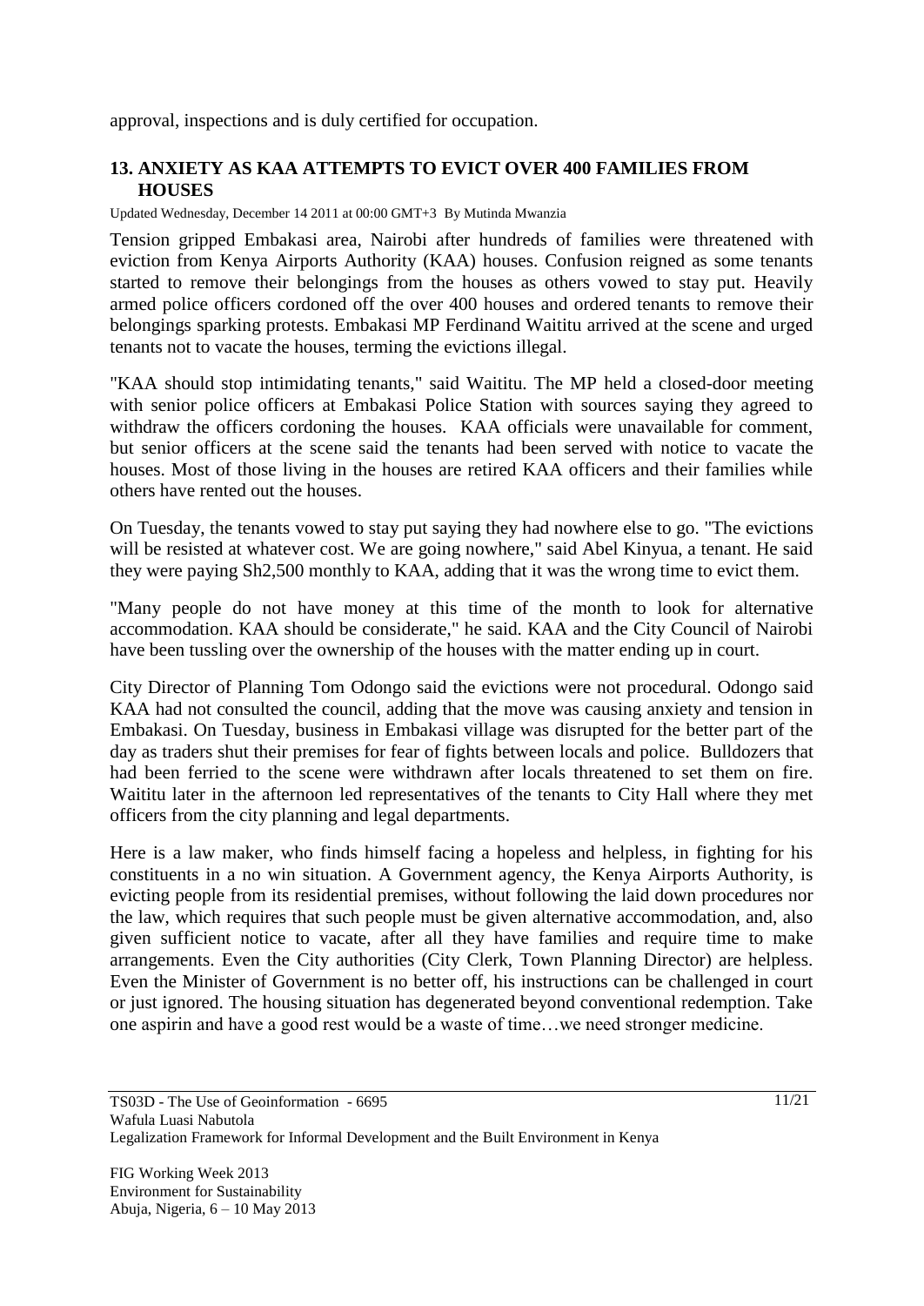approval, inspections and is duly certified for occupation.

## 13. ANXIETY AS KAA ATTEMPTS TO EVICT OVER 400 FAMILIES FROM HOUSES

Updated Wednesday, December 14 2011 at 00:00 GMT+3 By Mutinda Mwanzia

Tension gripped Embakasi area, Nairobi after hundreds of families were threatened with eviction from Kenya Airports Authority (KAA) houses. Confusion reigned as some tenants started to remove their belongings from the houses as others vowed to stay put. Heavily armed police officers cordoned off the over 400 houses and ordered tenants to remove their belongings sparking protests. Embakasi MP Ferdinand Waititu arrived at the scene and urged tenants not to vacate the houses, terming the evictions illegal.

"KAA should stop intimidating tenants," said Waititu. The MP held a closed-door meeting with senior police officers at Embakasi Police Station with sources saying they agreed to withdraw the officers cordoning the houses. KAA officials were unavailable for comment, but senior officers at the scene said the tenants had been served with notice to vacate the houses. Most of those living in the houses are retired KAA officers and their families while others have rented out the houses.

On Tuesday, the tenants vowed to stay put saying they had nowhere else to go. "The evictions will be resisted at whatever cost. We are going nowhere," said Abel Kinyua, a tenant. He said they were paying Sh2,500 monthly to KAA, adding that it was the wrong time to evict them.

"Many people do not have money at this time of the month to look for alternative accommodation. KAA should be considerate," he said. KAA and the City Council of Nairobi have been tussling over the ownership of the houses with the matter ending up in court.

City Director of Planning Tom Odongo said the evictions were not procedural. Odongo said KAA had not consulted the council, adding that the move was causing anxiety and tension in Embakasi. On Tuesday, business in Embakasi village was disrupted for the better part of the day as traders shut their premises for fear of fights between locals and police. Bulldozers that had been ferried to the scene were withdrawn after locals threatened to set them on fire. Waititu later in the afternoon led representatives of the tenants to City Hall where they met officers from the city planning and legal departments.

Here is a law maker, who finds himself facing a hopeless and helpless, in fighting for his constituents in a no win situation. A Government agency, the Kenya Airports Authority, is evicting people from its residential premises, without following the laid down procedures nor the law, which requires that such people must be given alternative accommodation, and, also given sufficient notice to vacate, after all they have families and require time to make arrangements. Even the City authorities (City Clerk, Town Planning Director) are helpless. Even the Minister of Government is no better off, his instructions can be challenged in court or just ignored. The housing situation has degenerated beyond conventional redemption. Take one aspirin and have a good rest would be a waste of time…we need stronger medicine.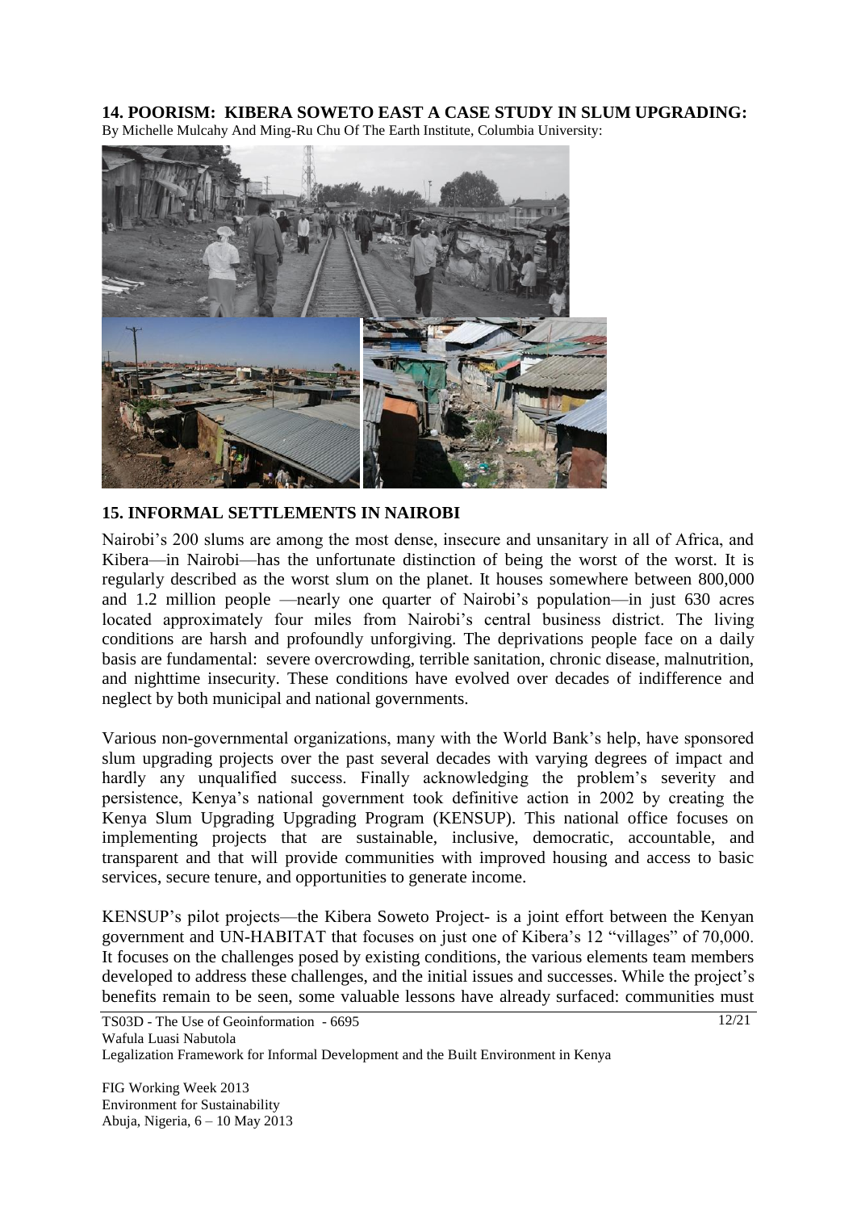## 14. POORISM: KIBERA SOWETO EAST A CASE STUDY IN SLUM UPGRADING:

By Michelle Mulcahy And Ming-Ru Chu Of The Earth Institute, Columbia University:

## 15. INFORMAL SETTLEMENTS IN NAIROBI

Nairobi's 200 slums are among the most dense, insecure and unsanitary in all of Africa, and Kibera—in Nairobi—has the unfortunate distinction of being the worst of the worst. It is regularly described as the worst slum on the planet. It houses somewhere between 800,000 and 1.2 million people —nearly one quarter of Nairobi's population—in just 630 acres located approximately four miles from Nairobi's central business district. The living conditions are harsh and profoundly unforgiving. The deprivations people face on a daily basis are fundamental: severe overcrowding, terrible sanitation, chronic disease, malnutrition, and nighttime insecurity. These conditions have evolved over decades of indifference and neglect by both municipal and national governments.

Various non-governmental organizations, many with the World Bank's help, have sponsored slum upgrading projects over the past several decades with varying degrees of impact and hardly any unqualified success. Finally acknowledging the problem's severity and persistence, Kenya's national government took definitive action in 2002 by creating the Kenya Slum Upgrading Upgrading Program (KENSUP). This national office focuses on implementing projects that are sustainable, inclusive, democratic, accountable, and transparent and that will provide communities with improved housing and access to basic services, secure tenure, and opportunities to generate income.

KENSUP's pilot projects—the Kibera Soweto Project- is a joint effort between the Kenyan government and UN-HABITAT that focuses on just one of Kibera's 12 "villages" of 70,000. It focuses on the challenges posed by existing conditions, the various elements team members developed to address these challenges, and the initial issues and successes. While the project's benefits remain to be seen, some valuable lessons have already surfaced: communities must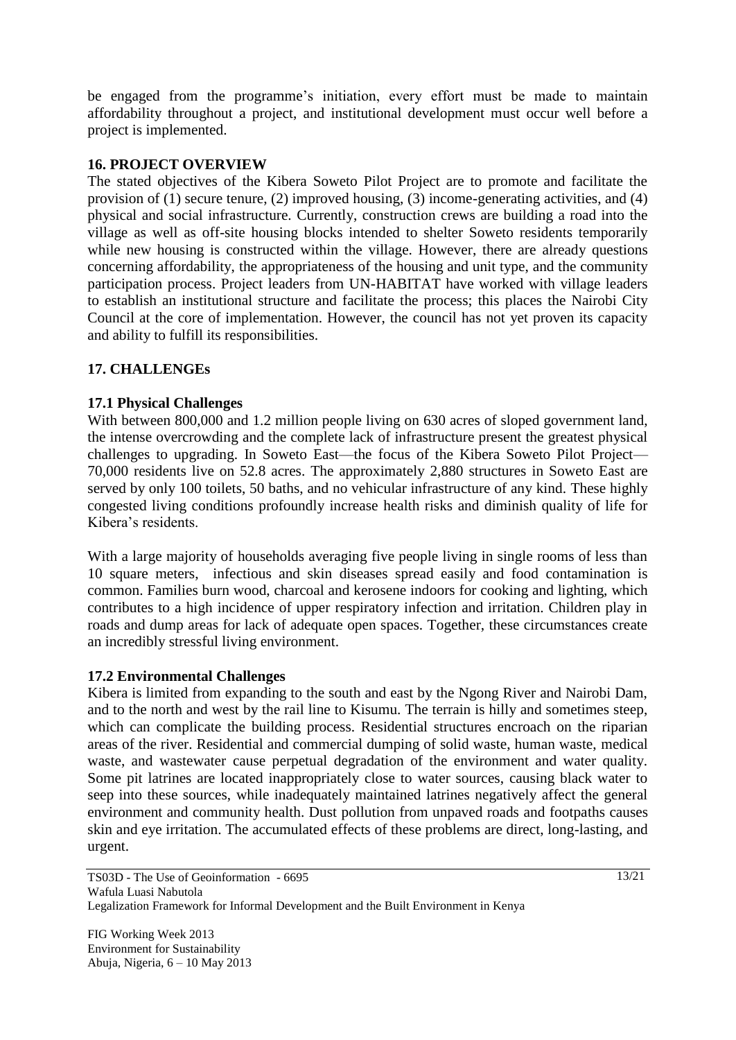be engaged from the programme's initiation, every effort must be made to maintain affordability throughout a project, and institutional development must occur well before a project is implemented.

## 16. PROJECT OVERVIEW

The stated objectives of the Kibera Soweto Pilot Project are to promote and facilitate the provision of (1) secure tenure, (2) improved housing, (3) income-generating activities, and (4) physical and social infrastructure. Currently, construction crews are building a road into the village as well as off-site housing blocks intended to shelter Soweto residents temporarily while new housing is constructed within the village. However, there are already questions concerning affordability, the appropriateness of the housing and unit type, and the community participation process. Project leaders from UN-HABITAT have worked with village leaders to establish an institutional structure and facilitate the process; this places the Nairobi City Council at the core of implementation. However, the council has not yet proven its capacity and ability to fulfill its responsibilities.

## 17. CHALLENGEs

### 17.1 Physical Challenges

With between 800,000 and 1.2 million people living on 630 acres of sloped government land, the intense overcrowding and the complete lack of infrastructure present the greatest physical challenges to upgrading. In Soweto East—the focus of the Kibera Soweto Pilot Project—70,000 residents live on 52.8 acres. The approximately 2,880 structures in Soweto East are served by only 100 toilets, 50 baths, and no vehicular infrastructure of any kind. These highly congested living conditions profoundly increase health risks and diminish quality of life for Kibera's residents.

With a large majority of households averaging five people living in single rooms of less than 10 square meters, infectious and skin diseases spread easily and food contamination is common. Families burn wood, charcoal and kerosene indoors for cooking and lighting, which contributes to a high incidence of upper respiratory infection and irritation. Children play in roads and dump areas for lack of adequate open spaces. Together, these circumstances create an incredibly stressful living environment.

### 17.2 Environmental Challenges

Kibera is limited from expanding to the south and east by the Ngong River and Nairobi Dam, and to the north and west by the rail line to Kisumu. The terrain is hilly and sometimes steep, which can complicate the building process. Residential structures encroach on the riparian areas of the river. Residential and commercial dumping of solid waste, human waste, medical waste, and wastewater cause perpetual degradation of the environment and water quality. Some pit latrines are located inappropriately close to water sources, causing black water to seep into these sources, while inadequately maintained latrines negatively affect the general environment and community health. Dust pollution from unpaved roads and footpaths causes skin and eye irritation. The accumulated effects of these problems are direct, long-lasting, and urgent.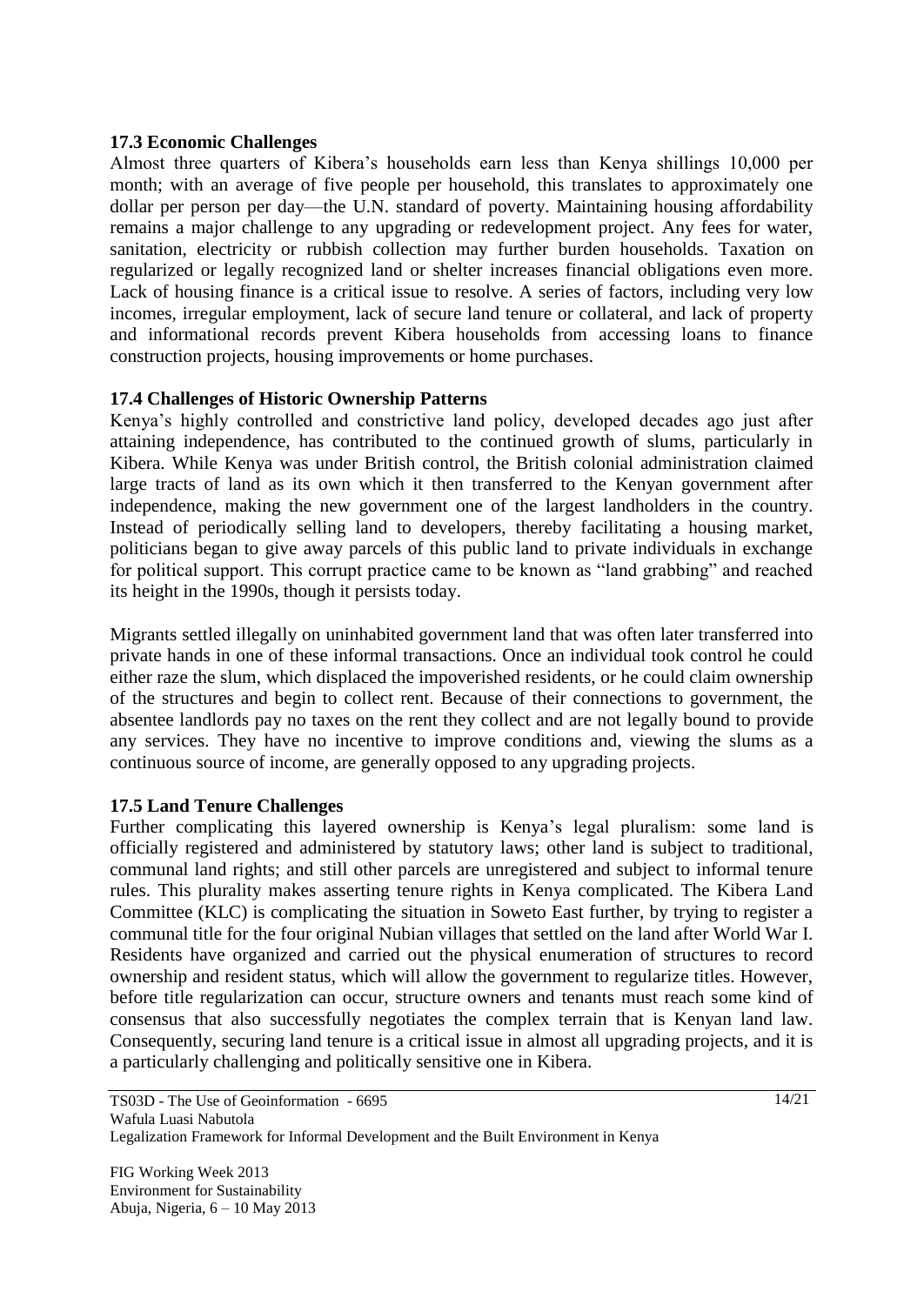### 17.3 Economic Challenges

Almost three quarters of Kibera's households earn less than Kenya shillings 10,000 per month; with an average of five people per household, this translates to approximately one dollar per person per day—the U.N. standard of poverty. Maintaining housing affordability remains a major challenge to any upgrading or redevelopment project. Any fees for water, sanitation, electricity or rubbish collection may further burden households. Taxation on regularized or legally recognized land or shelter increases financial obligations even more. Lack of housing finance is a critical issue to resolve. A series of factors, including very low incomes, irregular employment, lack of secure land tenure or collateral, and lack of property and informational records prevent Kibera households from accessing loans to finance construction projects, housing improvements or home purchases.

### 17.4 Challenges of Historic Ownership Patterns

Kenya's highly controlled and constrictive land policy, developed decades ago just after attaining independence, has contributed to the continued growth of slums, particularly in Kibera. While Kenya was under British control, the British colonial administration claimed large tracts of land as its own which it then transferred to the Kenyan government after independence, making the new government one of the largest landholders in the country. Instead of periodically selling land to developers, thereby facilitating a housing market, politicians began to give away parcels of this public land to private individuals in exchange for political support. This corrupt practice came to be known as "land grabbing" and reached its height in the 1990s, though it persists today.

Migrants settled illegally on uninhabited government land that was often later transferred into private hands in one of these informal transactions. Once an individual took control he could either raze the slum, which displaced the impoverished residents, or he could claim ownership of the structures and begin to collect rent. Because of their connections to government, the absentee landlords pay no taxes on the rent they collect and are not legally bound to provide any services. They have no incentive to improve conditions and, viewing the slums as a continuous source of income, are generally opposed to any upgrading projects.

### 17.5 Land Tenure Challenges

Further complicating this layered ownership is Kenya's legal pluralism: some land is officially registered and administered by statutory laws; other land is subject to traditional, communal land rights; and still other parcels are unregistered and subject to informal tenure rules. This plurality makes asserting tenure rights in Kenya complicated. The Kibera Land Committee (KLC) is complicating the situation in Soweto East further, by trying to register a communal title for the four original Nubian villages that settled on the land after World War I. Residents have organized and carried out the physical enumeration of structures to record ownership and resident status, which will allow the government to regularize titles. However, before title regularization can occur, structure owners and tenants must reach some kind of consensus that also successfully negotiates the complex terrain that is Kenyan land law. Consequently, securing land tenure is a critical issue in almost all upgrading projects, and it is a particularly challenging and politically sensitive one in Kibera.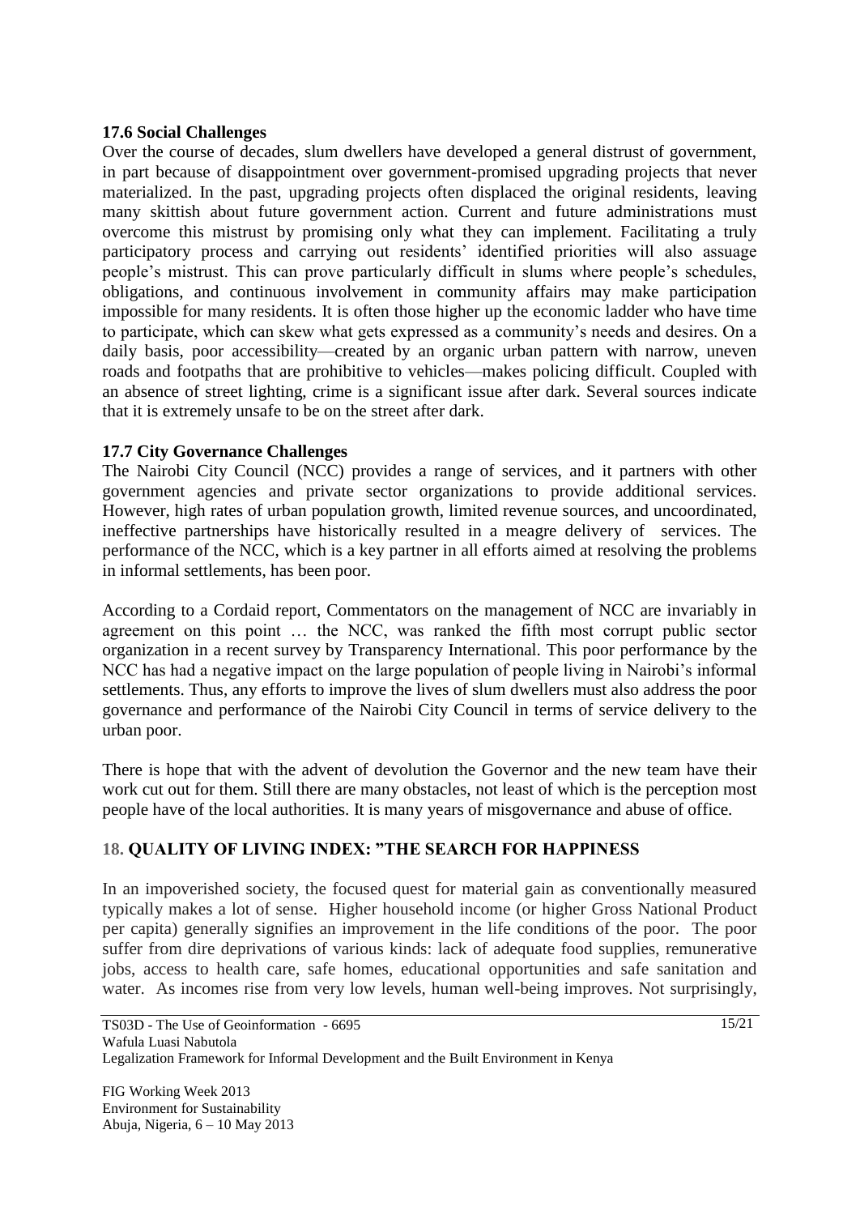### 17.6 Social Challenges

Over the course of decades, slum dwellers have developed a general distrust of government, in part because of disappointment over government-promised upgrading projects that never materialized. In the past, upgrading projects often displaced the original residents, leaving many skittish about future government action. Current and future administrations must overcome this mistrust by promising only what they can implement. Facilitating a truly participatory process and carrying out residents' identified priorities will also assuage people's mistrust. This can prove particularly difficult in slums where people's schedules, obligations, and continuous involvement in community affairs may make participation impossible for many residents. It is often those higher up the economic ladder who have time to participate, which can skew what gets expressed as a community's needs and desires. On a daily basis, poor accessibility—created by an organic urban pattern with narrow, uneven roads and footpaths that are prohibitive to vehicles—makes policing difficult. Coupled with an absence of street lighting, crime is a significant issue after dark. Several sources indicate that it is extremely unsafe to be on the street after dark.

### 17.7 City Governance Challenges

The Nairobi City Council (NCC) provides a range of services, and it partners with other government agencies and private sector organizations to provide additional services. However, high rates of urban population growth, limited revenue sources, and uncoordinated, ineffective partnerships have historically resulted in a meagre delivery of services. The performance of the NCC, which is a key partner in all efforts aimed at resolving the problems in informal settlements, has been poor.

According to a Cordaid report, Commentators on the management of NCC are invariably in agreement on this point … the NCC, was ranked the fifth most corrupt public sector organization in a recent survey by Transparency International. This poor performance by the NCC has had a negative impact on the large population of people living in Nairobi's informal settlements. Thus, any efforts to improve the lives of slum dwellers must also address the poor governance and performance of the Nairobi City Council in terms of service delivery to the urban poor.

There is hope that with the advent of devolution the Governor and the new team have their work cut out for them. Still there are many obstacles, not least of which is the perception most people have of the local authorities. It is many years of misgovernance and abuse of office.

## 18. QUALITY OF LIVING INDEX: "THE SEARCH FOR HAPPINESS

In an impoverished society, the focused quest for material gain as conventionally measured typically makes a lot of sense. Higher household income (or higher Gross National Product per capita) generally signifies an improvement in the life conditions of the poor. The poor suffer from dire deprivations of various kinds: lack of adequate food supplies, remunerative jobs, access to health care, safe homes, educational opportunities and safe sanitation and water. As incomes rise from very low levels, human well-being improves. Not surprisingly,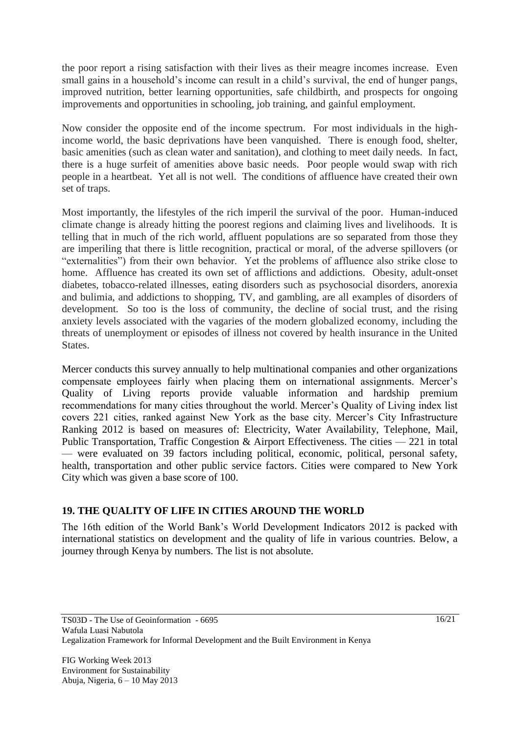the poor report a rising satisfaction with their lives as their meagre incomes increase. Even small gains in a household's income can result in a child's survival, the end of hunger pangs, improved nutrition, better learning opportunities, safe childbirth, and prospects for ongoing improvements and opportunities in schooling, job training, and gainful employment.

Now consider the opposite end of the income spectrum. For most individuals in the high-income world, the basic deprivations have been vanquished. There is enough food, shelter, basic amenities (such as clean water and sanitation), and clothing to meet daily needs. In fact, there is a huge surfeit of amenities above basic needs. Poor people would swap with rich people in a heartbeat. Yet all is not well. The conditions of affluence have created their own set of traps.

Most importantly, the lifestyles of the rich imperil the survival of the poor. Human-induced climate change is already hitting the poorest regions and claiming lives and livelihoods. It is telling that in much of the rich world, affluent populations are so separated from those they are imperiling that there is little recognition, practical or moral, of the adverse spillovers (or "externalities") from their own behavior. Yet the problems of affluence also strike close to home. Affluence has created its own set of afflictions and addictions. Obesity, adult-onset diabetes, tobacco-related illnesses, eating disorders such as psychosocial disorders, anorexia and bulimia, and addictions to shopping, TV, and gambling, are all examples of disorders of development. So too is the loss of community, the decline of social trust, and the rising anxiety levels associated with the vagaries of the modern globalized economy, including the threats of unemployment or episodes of illness not covered by health insurance in the United States.

Mercer conducts this survey annually to help multinational companies and other organizations compensate employees fairly when placing them on international assignments. Mercer's Quality of Living reports provide valuable information and hardship premium recommendations for many cities throughout the world. Mercer's Quality of Living index list covers 221 cities, ranked against New York as the base city. Mercer's City Infrastructure Ranking 2012 is based on measures of: Electricity, Water Availability, Telephone, Mail, Public Transportation, Traffic Congestion & Airport Effectiveness. The cities — 221 in total — were evaluated on 39 factors including political, economic, political, personal safety, health, transportation and other public service factors. Cities were compared to New York City which was given a base score of 100.

## 19. THE QUALITY OF LIFE IN CITIES AROUND THE WORLD

The 16th edition of the World Bank's World Development Indicators 2012 is packed with international statistics on development and the quality of life in various countries. Below, a journey through Kenya by numbers. The list is not absolute.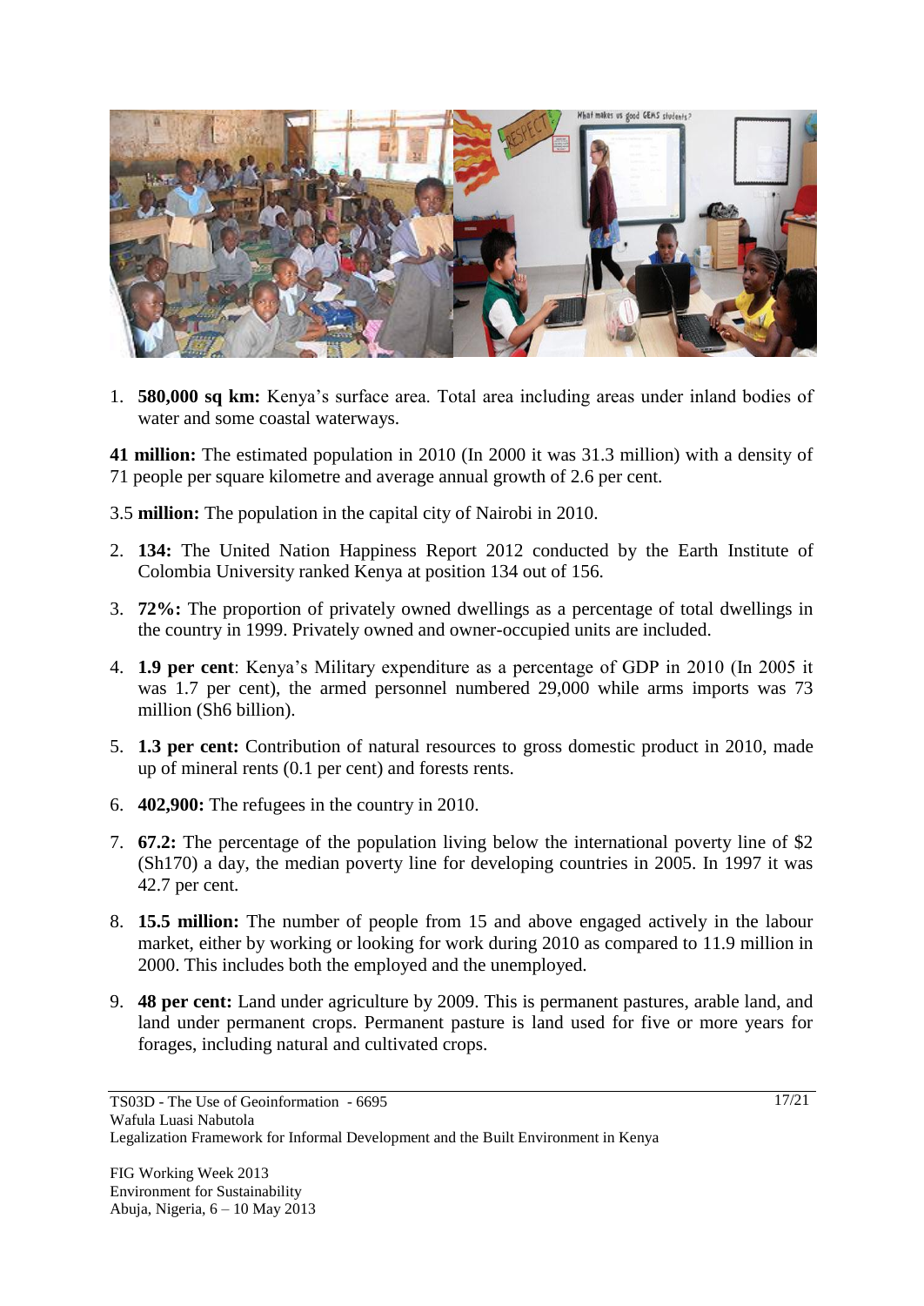1. **580,000 sq km:** Kenya's surface area. Total area including areas under inland bodies of water and some coastal waterways.

**41 million:** The estimated population in 2010 (In 2000 it was 31.3 million) with a density of 71 people per square kilometre and average annual growth of 2.6 per cent.

3.5 **million:** The population in the capital city of Nairobi in 2010.

2. **134:** The United Nation Happiness Report 2012 conducted by the Earth Institute of Colombia University ranked Kenya at position 134 out of 156.
3. **72%:** The proportion of privately owned dwellings as a percentage of total dwellings in the country in 1999. Privately owned and owner-occupied units are included.
4. **1.9 per cent**: Kenya's Military expenditure as a percentage of GDP in 2010 (In 2005 it was 1.7 per cent), the armed personnel numbered 29,000 while arms imports was 73 million (Sh6 billion).
5. **1.3 per cent:** Contribution of natural resources to gross domestic product in 2010, made up of mineral rents (0.1 per cent) and forests rents.
6. **402,900:** The refugees in the country in 2010.
7. **67.2:** The percentage of the population living below the international poverty line of $2 (Sh170) a day, the median poverty line for developing countries in 2005. In 1997 it was 42.7 per cent.
8. **15.5 million:** The number of people from 15 and above engaged actively in the labour market, either by working or looking for work during 2010 as compared to 11.9 million in 2000. This includes both the employed and the unemployed.
9. **48 per cent:** Land under agriculture by 2009. This is permanent pastures, arable land, and land under permanent crops. Permanent pasture is land used for five or more years for forages, including natural and cultivated crops.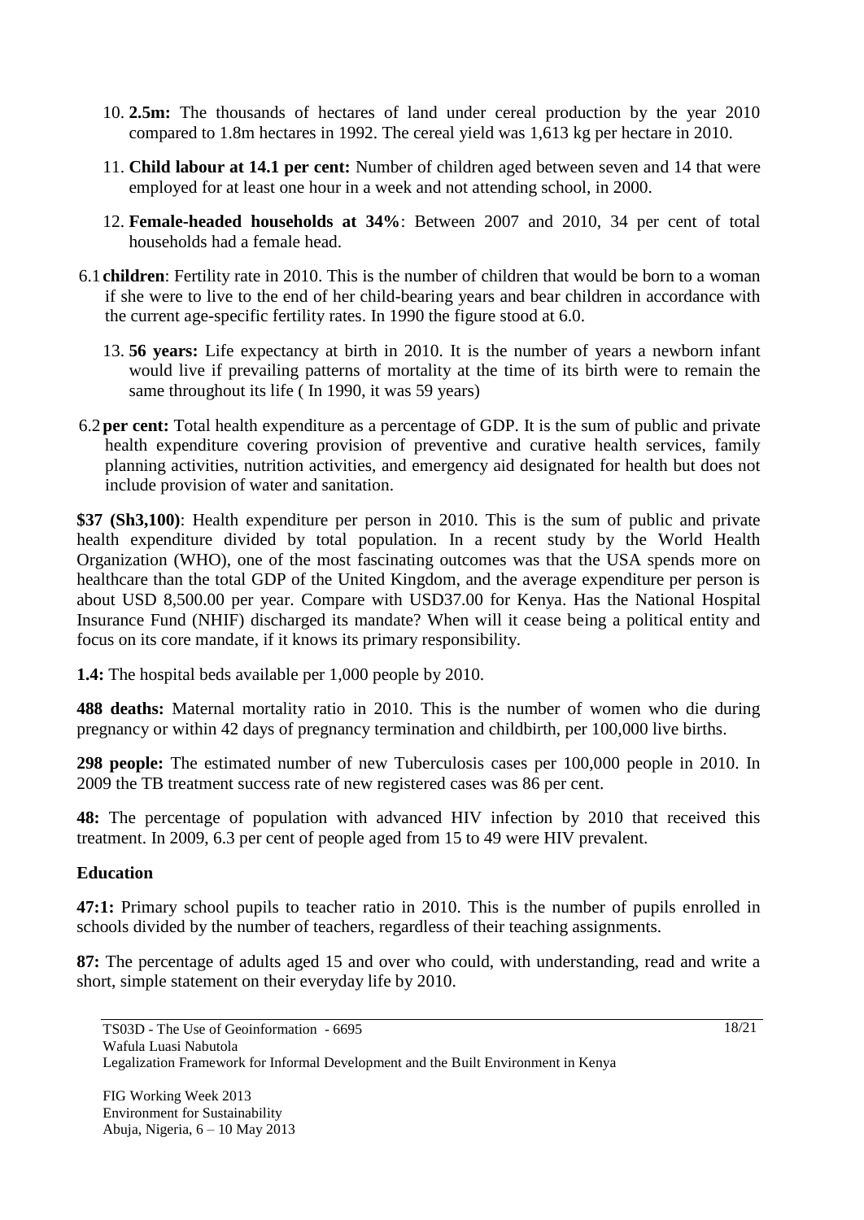10. **2.5m:** The thousands of hectares of land under cereal production by the year 2010 compared to 1.8m hectares in 1992. The cereal yield was 1,613 kg per hectare in 2010.

11. **Child labour at 14.1 per cent:** Number of children aged between seven and 14 that were employed for at least one hour in a week and not attending school, in 2000.

12. **Female-headed households at 34%**: Between 2007 and 2010, 34 per cent of total households had a female head.

6.1 **children**: Fertility rate in 2010. This is the number of children that would be born to a woman if she were to live to the end of her child-bearing years and bear children in accordance with the current age-specific fertility rates. In 1990 the figure stood at 6.0.

13. **56 years:** Life expectancy at birth in 2010. It is the number of years a newborn infant would live if prevailing patterns of mortality at the time of its birth were to remain the same throughout its life ( In 1990, it was 59 years)

6.2 **per cent:** Total health expenditure as a percentage of GDP. It is the sum of public and private health expenditure covering provision of preventive and curative health services, family planning activities, nutrition activities, and emergency aid designated for health but does not include provision of water and sanitation.

**$37 (Sh3,100)**: Health expenditure per person in 2010. This is the sum of public and private health expenditure divided by total population. In a recent study by the World Health Organization (WHO), one of the most fascinating outcomes was that the USA spends more on healthcare than the total GDP of the United Kingdom, and the average expenditure per person is about USD 8,500.00 per year. Compare with USD37.00 for Kenya. Has the National Hospital Insurance Fund (NHIF) discharged its mandate? When will it cease being a political entity and focus on its core mandate, if it knows its primary responsibility.

**1.4:** The hospital beds available per 1,000 people by 2010.

**488 deaths:** Maternal mortality ratio in 2010. This is the number of women who die during pregnancy or within 42 days of pregnancy termination and childbirth, per 100,000 live births.

**298 people:** The estimated number of new Tuberculosis cases per 100,000 people in 2010. In 2009 the TB treatment success rate of new registered cases was 86 per cent.

**48:** The percentage of population with advanced HIV infection by 2010 that received this treatment. In 2009, 6.3 per cent of people aged from 15 to 49 were HIV prevalent.

### Education

**47:1:** Primary school pupils to teacher ratio in 2010. This is the number of pupils enrolled in schools divided by the number of teachers, regardless of their teaching assignments.

**87:** The percentage of adults aged 15 and over who could, with understanding, read and write a short, simple statement on their everyday life by 2010.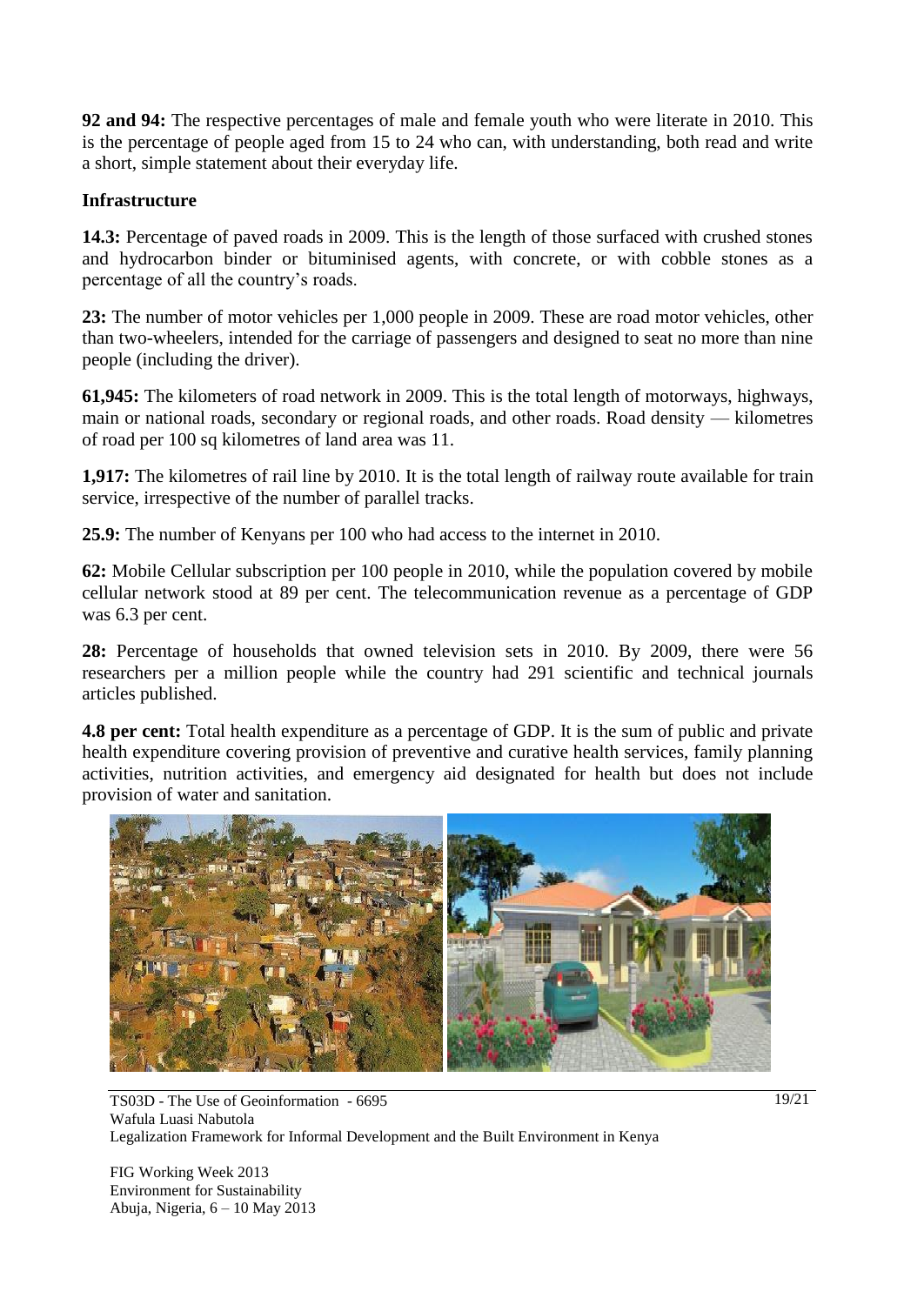**92 and 94:** The respective percentages of male and female youth who were literate in 2010. This is the percentage of people aged from 15 to 24 who can, with understanding, both read and write a short, simple statement about their everyday life.

### Infrastructure

**14.3:** Percentage of paved roads in 2009. This is the length of those surfaced with crushed stones and hydrocarbon binder or bituminised agents, with concrete, or with cobble stones as a percentage of all the country's roads.

**23:** The number of motor vehicles per 1,000 people in 2009. These are road motor vehicles, other than two-wheelers, intended for the carriage of passengers and designed to seat no more than nine people (including the driver).

**61,945:** The kilometers of road network in 2009. This is the total length of motorways, highways, main or national roads, secondary or regional roads, and other roads. Road density — kilometres of road per 100 sq kilometres of land area was 11.

**1,917:** The kilometres of rail line by 2010. It is the total length of railway route available for train service, irrespective of the number of parallel tracks.

**25.9:** The number of Kenyans per 100 who had access to the internet in 2010.

**62:** Mobile Cellular subscription per 100 people in 2010, while the population covered by mobile cellular network stood at 89 per cent. The telecommunication revenue as a percentage of GDP was 6.3 per cent.

**28:** Percentage of households that owned television sets in 2010. By 2009, there were 56 researchers per a million people while the country had 291 scientific and technical journals articles published.

**4.8 per cent:** Total health expenditure as a percentage of GDP. It is the sum of public and private health expenditure covering provision of preventive and curative health services, family planning activities, nutrition activities, and emergency aid designated for health but does not include provision of water and sanitation.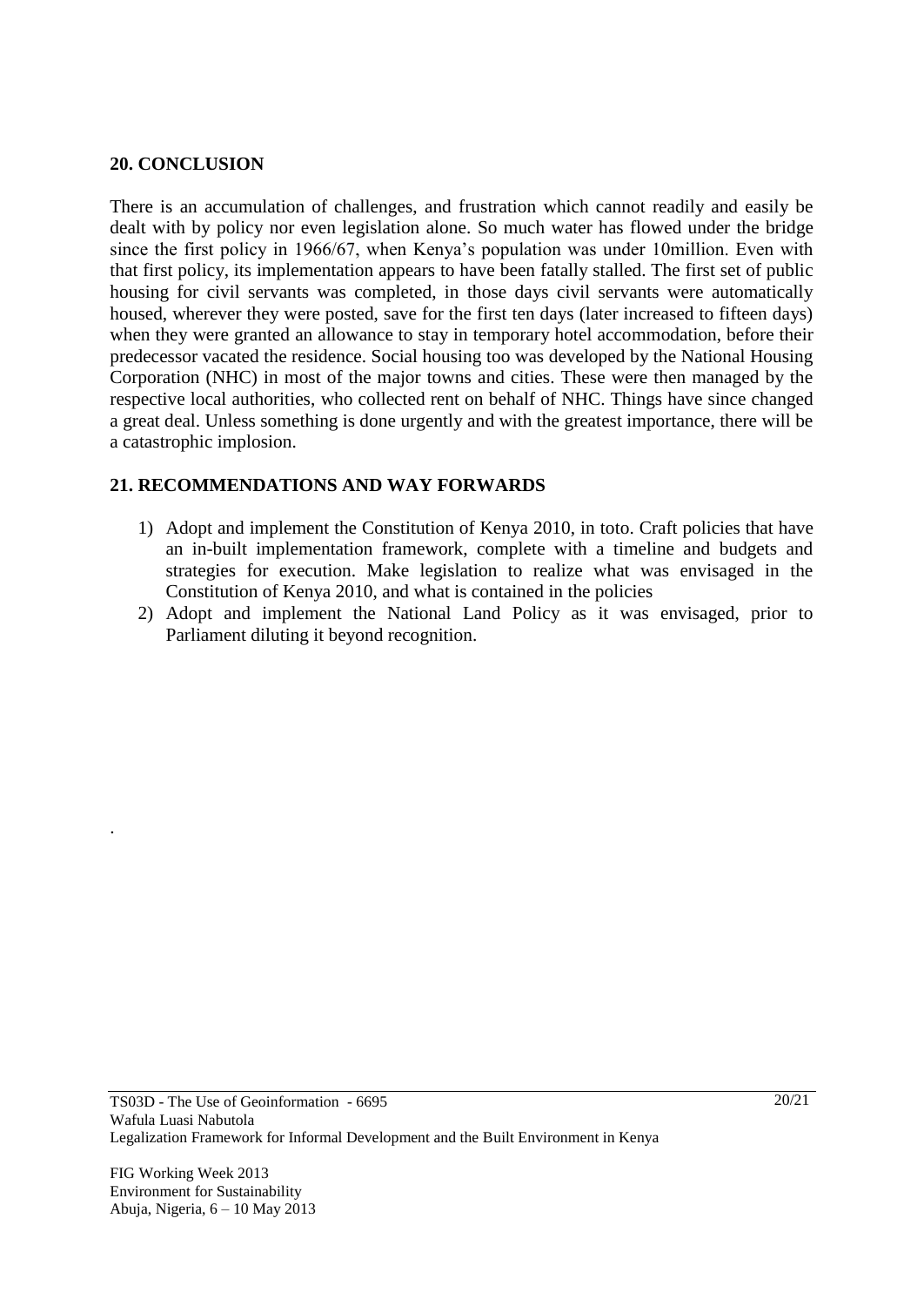## 20. CONCLUSION

There is an accumulation of challenges, and frustration which cannot readily and easily be dealt with by policy nor even legislation alone. So much water has flowed under the bridge since the first policy in 1966/67, when Kenya's population was under 10million. Even with that first policy, its implementation appears to have been fatally stalled. The first set of public housing for civil servants was completed, in those days civil servants were automatically housed, wherever they were posted, save for the first ten days (later increased to fifteen days) when they were granted an allowance to stay in temporary hotel accommodation, before their predecessor vacated the residence. Social housing too was developed by the National Housing Corporation (NHC) in most of the major towns and cities. These were then managed by the respective local authorities, who collected rent on behalf of NHC. Things have since changed a great deal. Unless something is done urgently and with the greatest importance, there will be a catastrophic implosion.

## 21. RECOMMENDATIONS AND WAY FORWARDS

1) Adopt and implement the Constitution of Kenya 2010, in toto. Craft policies that have an in-built implementation framework, complete with a timeline and budgets and strategies for execution. Make legislation to realize what was envisaged in the Constitution of Kenya 2010, and what is contained in the policies
2) Adopt and implement the National Land Policy as it was envisaged, prior to Parliament diluting it beyond recognition.

.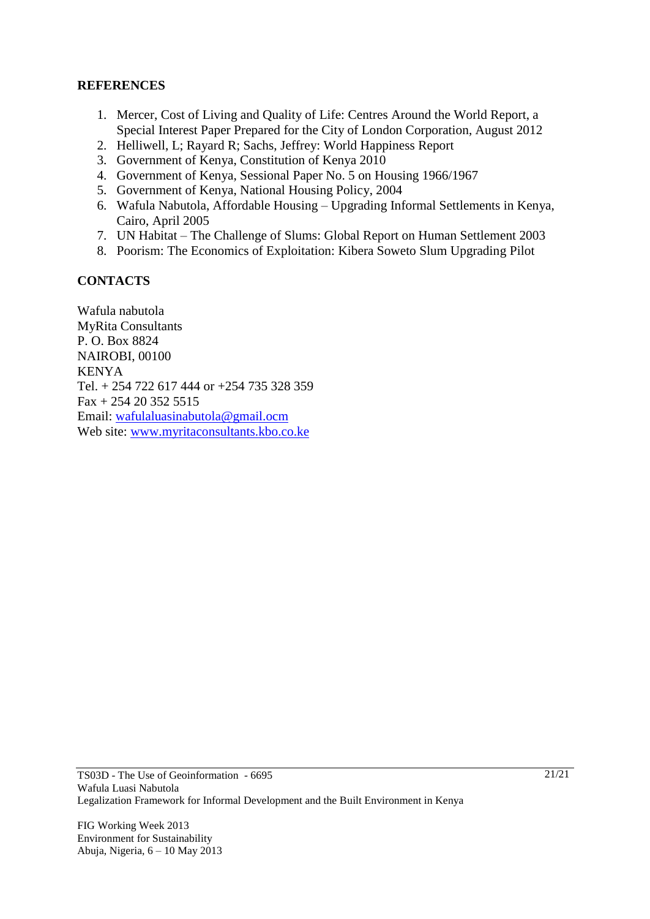**REFERENCES**

1. Mercer, Cost of Living and Quality of Life: Centres Around the World Report, a Special Interest Paper Prepared for the City of London Corporation, August 2012
2. Helliwell, L; Rayard R; Sachs, Jeffrey: World Happiness Report
3. Government of Kenya, Constitution of Kenya 2010
4. Government of Kenya, Sessional Paper No. 5 on Housing 1966/1967
5. Government of Kenya, National Housing Policy, 2004
6. Wafula Nabutola, Affordable Housing – Upgrading Informal Settlements in Kenya, Cairo, April 2005
7. UN Habitat – The Challenge of Slums: Global Report on Human Settlement 2003
8. Poorism: The Economics of Exploitation: Kibera Soweto Slum Upgrading Pilot

**CONTACTS**

Wafula nabutola
MyRita Consultants
P. O. Box 8824
NAIROBI, 00100
KENYA
Tel. + 254 722 617 444 or +254 735 328 359
Fax + 254 20 352 5515
Email: wafulaluasinabutola@gmail.ocm
Web site: www.myritaconsultants.kbo.co.ke